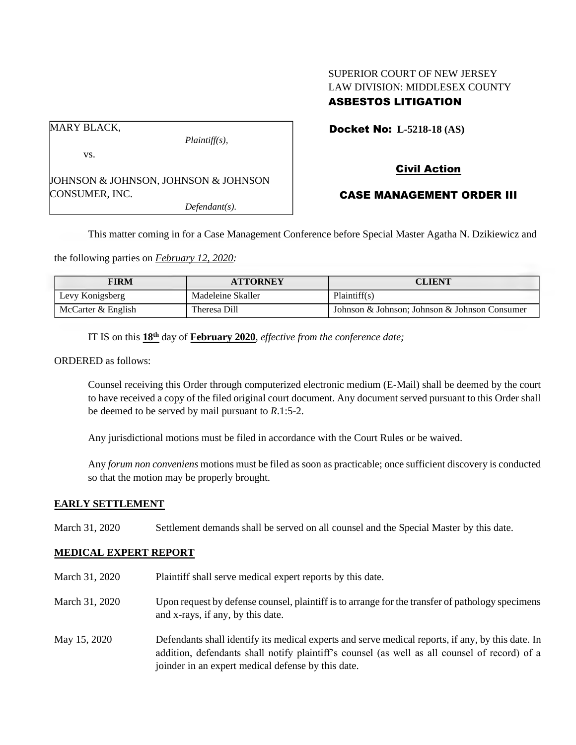SUPERIOR COURT OF NEW JERSEY
LAW DIVISION: MIDDLESEX COUNTY
**ASBESTOS LITIGATION**

| |
|---|
| MARY BLACK, *Plaintiff(s),* vs. JOHNSON & JOHNSON, JOHNSON & JOHNSON CONSUMER, INC. *Defendant(s).* |

**Docket No: L-5218-18 (AS)**

**Civil Action**

**CASE MANAGEMENT ORDER III**

This matter coming in for a Case Management Conference before Special Master Agatha N. Dzikiewicz and the following parties on *February 12, 2020:*

| FIRM | ATTORNEY | CLIENT |
|---|---|---|
| Levy Konigsberg | Madeleine Skaller | Plaintiff(s) |
| McCarter & English | Theresa Dill | Johnson & Johnson; Johnson & Johnson Consumer |

IT IS on this **18th** day of **February 2020**, *effective from the conference date;*

ORDERED as follows:

Counsel receiving this Order through computerized electronic medium (E-Mail) shall be deemed by the court to have received a copy of the filed original court document. Any document served pursuant to this Order shall be deemed to be served by mail pursuant to *R*.1:5-2.

Any jurisdictional motions must be filed in accordance with the Court Rules or be waived.

Any *forum non conveniens* motions must be filed as soon as practicable; once sufficient discovery is conducted so that the motion may be properly brought.

**EARLY SETTLEMENT**

March 31, 2020 Settlement demands shall be served on all counsel and the Special Master by this date.

**MEDICAL EXPERT REPORT**

March 31, 2020 Plaintiff shall serve medical expert reports by this date.

March 31, 2020 Upon request by defense counsel, plaintiff is to arrange for the transfer of pathology specimens and x-rays, if any, by this date.

May 15, 2020 Defendants shall identify its medical experts and serve medical reports, if any, by this date. In addition, defendants shall notify plaintiff's counsel (as well as all counsel of record) of a joinder in an expert medical defense by this date.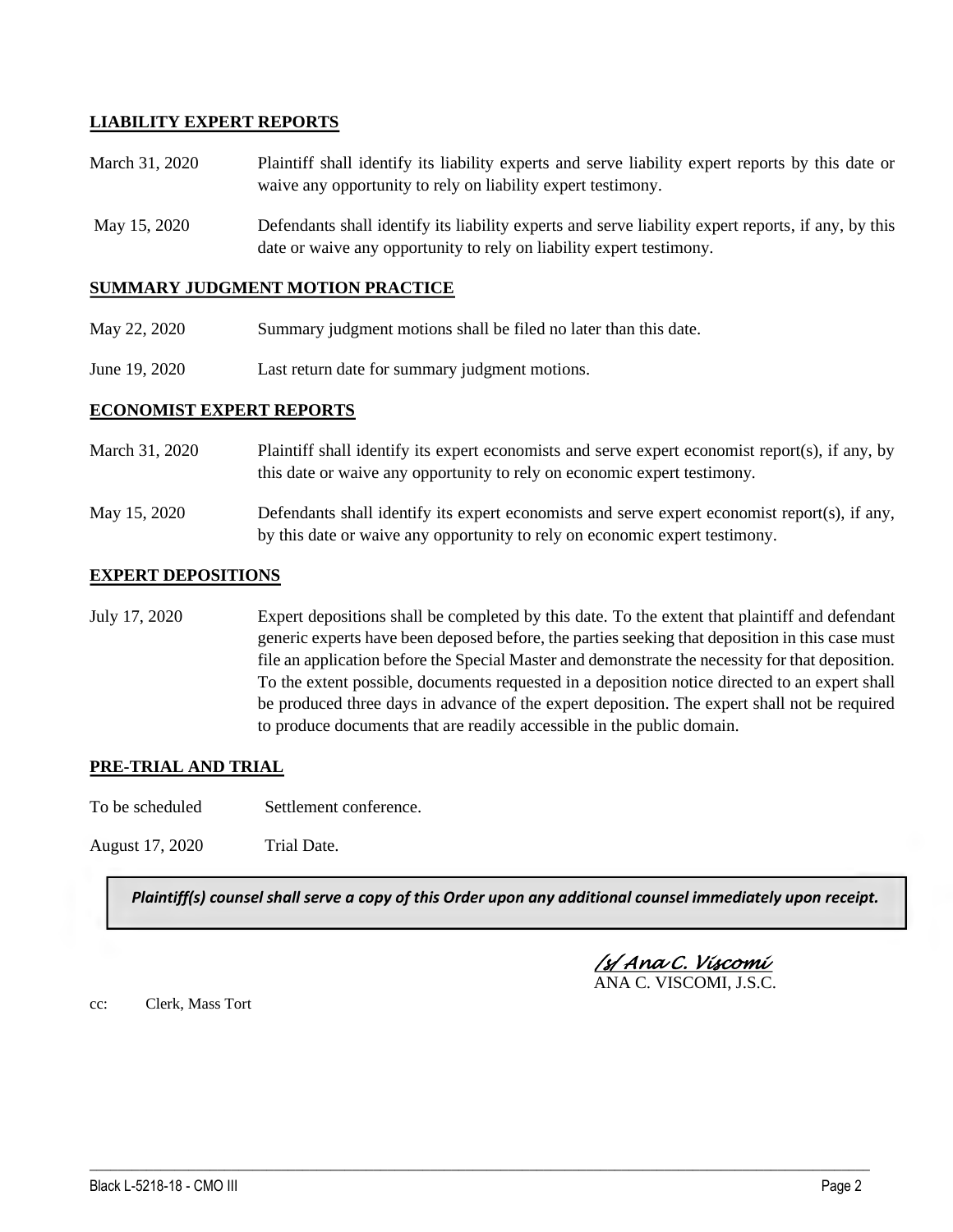## LIABILITY EXPERT REPORTS

| | |
|---|---|
| March 31, 2020 | Plaintiff shall identify its liability experts and serve liability expert reports by this date or waive any opportunity to rely on liability expert testimony. |
| May 15, 2020 | Defendants shall identify its liability experts and serve liability expert reports, if any, by this date or waive any opportunity to rely on liability expert testimony. |

## SUMMARY JUDGMENT MOTION PRACTICE

| | |
|---|---|
| May 22, 2020 | Summary judgment motions shall be filed no later than this date. |
| June 19, 2020 | Last return date for summary judgment motions. |

## ECONOMIST EXPERT REPORTS

| | |
|---|---|
| March 31, 2020 | Plaintiff shall identify its expert economists and serve expert economist report(s), if any, by this date or waive any opportunity to rely on economic expert testimony. |
| May 15, 2020 | Defendants shall identify its expert economists and serve expert economist report(s), if any, by this date or waive any opportunity to rely on economic expert testimony. |

## EXPERT DEPOSITIONS

| | |
|---|---|
| July 17, 2020 | Expert depositions shall be completed by this date. To the extent that plaintiff and defendant generic experts have been deposed before, the parties seeking that deposition in this case must file an application before the Special Master and demonstrate the necessity for that deposition. To the extent possible, documents requested in a deposition notice directed to an expert shall be produced three days in advance of the expert deposition. The expert shall not be required to produce documents that are readily accessible in the public domain. |

## PRE-TRIAL AND TRIAL

| | |
|---|---|
| To be scheduled | Settlement conference. |
| August 17, 2020 | Trial Date. |

***Plaintiff(s) counsel shall serve a copy of this Order upon any additional counsel immediately upon receipt.***

/s/ Ana C. Viscomi
ANA C. VISCOMI, J.S.C.

cc: Clerk, Mass Tort

Black L-5218-18 - CMO III